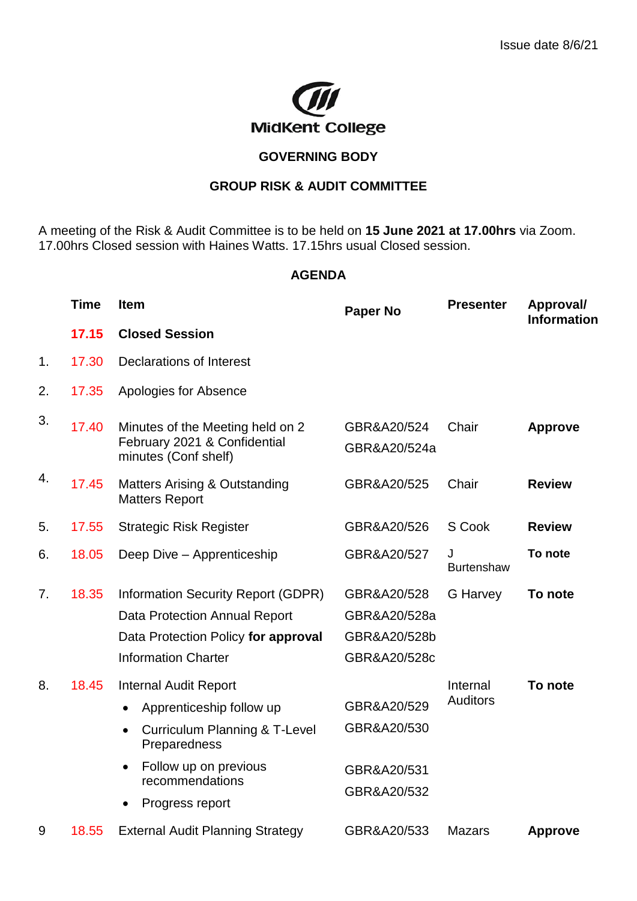Issue date 8/6/21

MidKent College

## GOVERNING BODY

## GROUP RISK & AUDIT COMMITTEE

A meeting of the Risk & Audit Committee is to be held on **15 June 2021 at 17.00hrs** via Zoom. 17.00hrs Closed session with Haines Watts. 17.15hrs usual Closed session.

## AGENDA

| | Time | Item | Paper No | Presenter | Approval/ Information |
|---|---|---|---|---|---|
| | 17.15 | **Closed Session** | | | |
| 1. | 17.30 | Declarations of Interest | | | |
| 2. | 17.35 | Apologies for Absence | | | |
| 3. | 17.40 | Minutes of the Meeting held on 2 February 2021 & Confidential minutes (Conf shelf) | GBR&A20/524<br>GBR&A20/524a | Chair | **Approve** |
| 4. | 17.45 | Matters Arising & Outstanding Matters Report | GBR&A20/525 | Chair | **Review** |
| 5. | 17.55 | Strategic Risk Register | GBR&A20/526 | S Cook | **Review** |
| 6. | 18.05 | Deep Dive – Apprenticeship | GBR&A20/527 | J Burtenshaw | **To note** |
| 7. | 18.35 | Information Security Report (GDPR)<br>Data Protection Annual Report<br>Data Protection Policy **for approval**<br>Information Charter | GBR&A20/528<br>GBR&A20/528a<br>GBR&A20/528b<br>GBR&A20/528c | G Harvey | **To note** |
| 8. | 18.45 | Internal Audit Report<br>• Apprenticeship follow up<br>• Curriculum Planning & T-Level Preparedness<br>• Follow up on previous recommendations<br>• Progress report | <br>GBR&A20/529<br>GBR&A20/530<br>GBR&A20/531<br>GBR&A20/532 | Internal Auditors | **To note** |
| 9 | 18.55 | External Audit Planning Strategy | GBR&A20/533 | Mazars | **Approve** |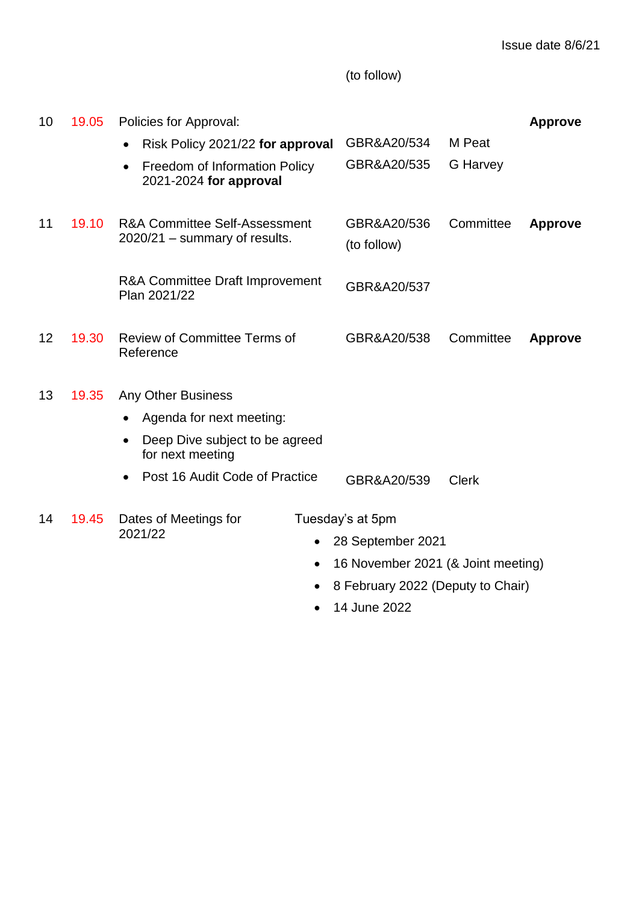Issue date 8/6/21

(to follow)

| | | | | | |
|---|---|---|---|---|---|
| 10 | 19.05 | Policies for Approval:<br>• Risk Policy 2021/22 **for approval**<br>• Freedom of Information Policy 2021-2024 **for approval** | <br>GBR&A20/534<br>GBR&A20/535 | <br>M Peat<br>G Harvey | **Approve** |
| 11 | 19.10 | R&A Committee Self-Assessment 2020/21 – summary of results. | GBR&A20/536<br>(to follow) | Committee | **Approve** |
| | | R&A Committee Draft Improvement Plan 2021/22 | GBR&A20/537 | | |
| 12 | 19.30 | Review of Committee Terms of Reference | GBR&A20/538 | Committee | **Approve** |
| 13 | 19.35 | Any Other Business<br>• Agenda for next meeting:<br>• Deep Dive subject to be agreed for next meeting<br>• Post 16 Audit Code of Practice | <br><br><br>GBR&A20/539 | <br><br><br>Clerk | |
| 14 | 19.45 | Dates of Meetings for 2021/22 | Tuesday's at 5pm<br>• 28 September 2021<br>• 16 November 2021 (& Joint meeting)<br>• 8 February 2022 (Deputy to Chair)<br>• 14 June 2022 | | |